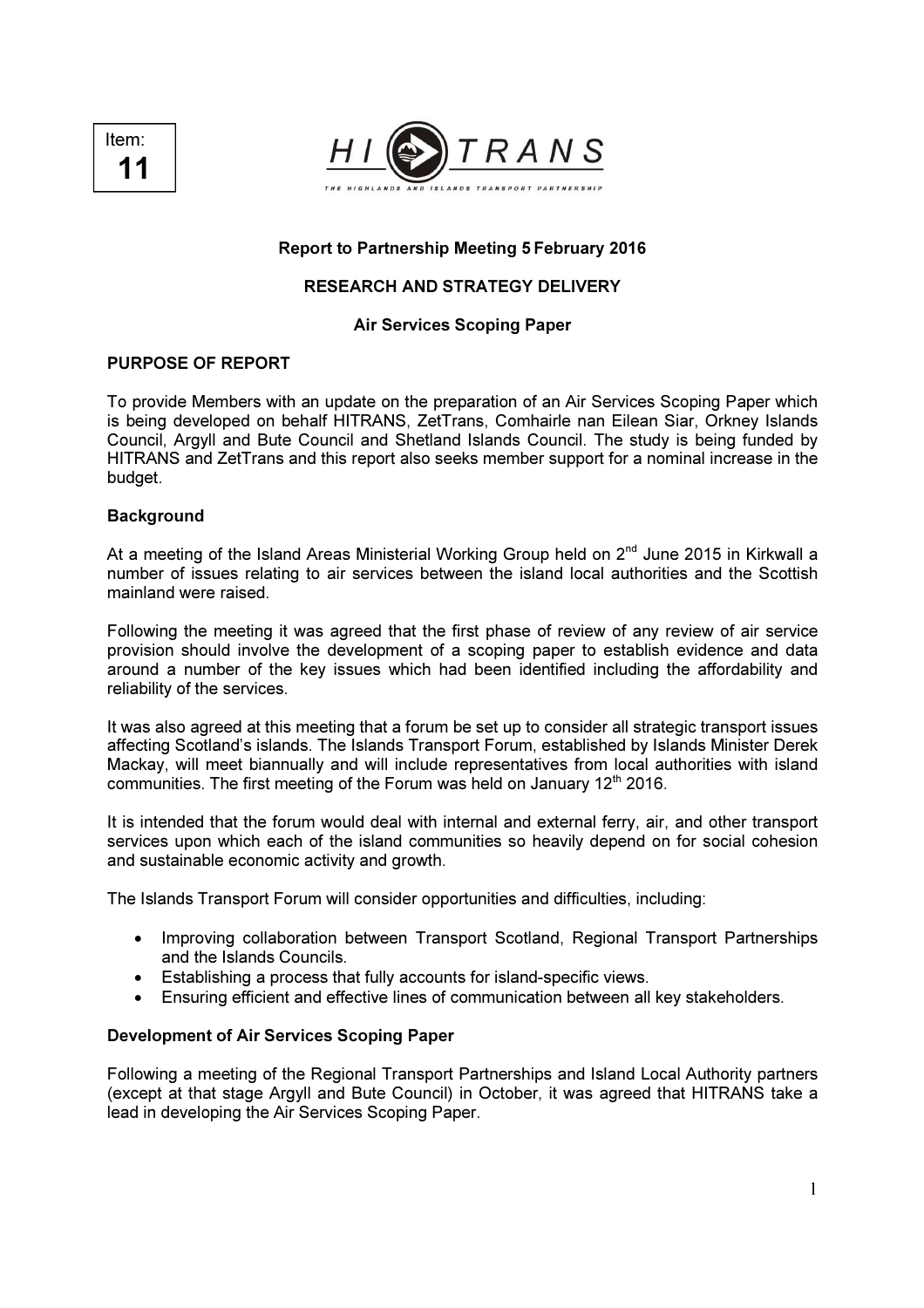Item:
**11**

**Report to Partnership Meeting 5 February 2016**

**RESEARCH AND STRATEGY DELIVERY**

**Air Services Scoping Paper**

**PURPOSE OF REPORT**

To provide Members with an update on the preparation of an Air Services Scoping Paper which is being developed on behalf HITRANS, ZetTrans, Comhairle nan Eilean Siar, Orkney Islands Council, Argyll and Bute Council and Shetland Islands Council. The study is being funded by HITRANS and ZetTrans and this report also seeks member support for a nominal increase in the budget.

**Background**

At a meeting of the Island Areas Ministerial Working Group held on 2nd June 2015 in Kirkwall a number of issues relating to air services between the island local authorities and the Scottish mainland were raised.

Following the meeting it was agreed that the first phase of review of any review of air service provision should involve the development of a scoping paper to establish evidence and data around a number of the key issues which had been identified including the affordability and reliability of the services.

It was also agreed at this meeting that a forum be set up to consider all strategic transport issues affecting Scotland's islands. The Islands Transport Forum, established by Islands Minister Derek Mackay, will meet biannually and will include representatives from local authorities with island communities. The first meeting of the Forum was held on January 12th 2016.

It is intended that the forum would deal with internal and external ferry, air, and other transport services upon which each of the island communities so heavily depend on for social cohesion and sustainable economic activity and growth.

The Islands Transport Forum will consider opportunities and difficulties, including:

- Improving collaboration between Transport Scotland, Regional Transport Partnerships and the Islands Councils.
- Establishing a process that fully accounts for island-specific views.
- Ensuring efficient and effective lines of communication between all key stakeholders.

**Development of Air Services Scoping Paper**

Following a meeting of the Regional Transport Partnerships and Island Local Authority partners (except at that stage Argyll and Bute Council) in October, it was agreed that HITRANS take a lead in developing the Air Services Scoping Paper.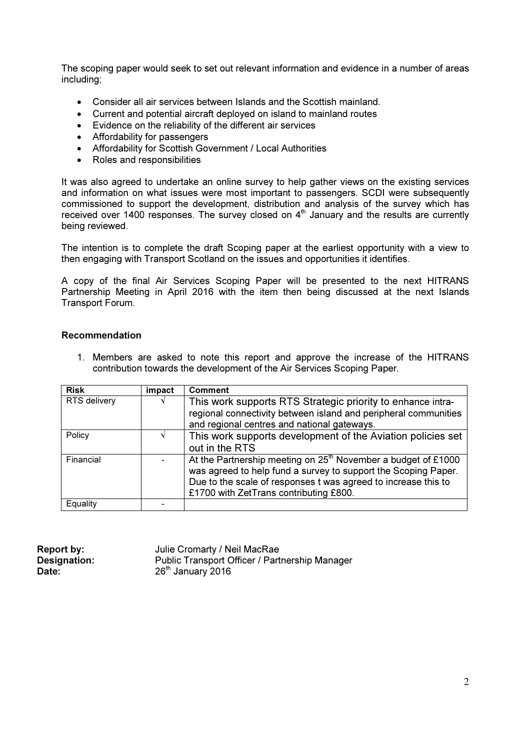The scoping paper would seek to set out relevant information and evidence in a number of areas including;

- Consider all air services between Islands and the Scottish mainland.
- Current and potential aircraft deployed on island to mainland routes
- Evidence on the reliability of the different air services
- Affordability for passengers
- Affordability for Scottish Government / Local Authorities
- Roles and responsibilities

It was also agreed to undertake an online survey to help gather views on the existing services and information on what issues were most important to passengers. SCDI were subsequently commissioned to support the development, distribution and analysis of the survey which has received over 1400 responses. The survey closed on 4th January and the results are currently being reviewed.

The intention is to complete the draft Scoping paper at the earliest opportunity with a view to then engaging with Transport Scotland on the issues and opportunities it identifies.

A copy of the final Air Services Scoping Paper will be presented to the next HITRANS Partnership Meeting in April 2016 with the item then being discussed at the next Islands Transport Forum.

### Recommendation

1. Members are asked to note this report and approve the increase of the HITRANS contribution towards the development of the Air Services Scoping Paper.

| Risk | impact | Comment |
|---|---|---|
| RTS delivery | √ | This work supports RTS Strategic priority to enhance intra-regional connectivity between island and peripheral communities and regional centres and national gateways. |
| Policy | √ | This work supports development of the Aviation policies set out in the RTS |
| Financial | - | At the Partnership meeting on 25th November a budget of £1000 was agreed to help fund a survey to support the Scoping Paper. Due to the scale of responses t was agreed to increase this to £1700 with ZetTrans contributing £800. |
| Equality | - | |

**Report by:** Julie Cromarty / Neil MacRae
**Designation:** Public Transport Officer / Partnership Manager
**Date:** 26th January 2016